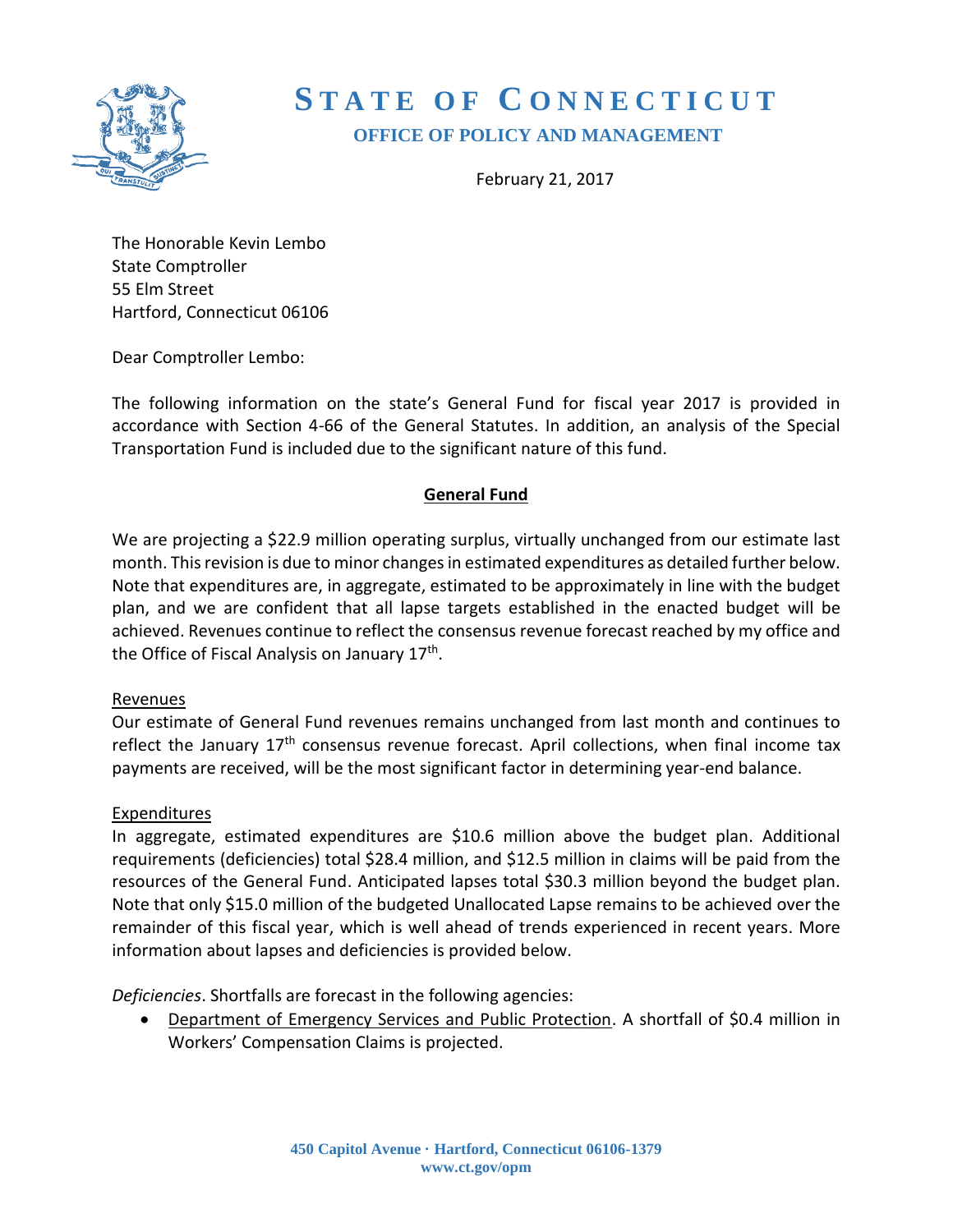# STATE OF CONNECTICUT

## OFFICE OF POLICY AND MANAGEMENT

February 21, 2017

The Honorable Kevin Lembo
State Comptroller
55 Elm Street
Hartford, Connecticut 06106

Dear Comptroller Lembo:

The following information on the state's General Fund for fiscal year 2017 is provided in accordance with Section 4-66 of the General Statutes. In addition, an analysis of the Special Transportation Fund is included due to the significant nature of this fund.

### General Fund

We are projecting a $22.9 million operating surplus, virtually unchanged from our estimate last month. This revision is due to minor changes in estimated expenditures as detailed further below. Note that expenditures are, in aggregate, estimated to be approximately in line with the budget plan, and we are confident that all lapse targets established in the enacted budget will be achieved. Revenues continue to reflect the consensus revenue forecast reached by my office and the Office of Fiscal Analysis on January 17th.

Revenues

Our estimate of General Fund revenues remains unchanged from last month and continues to reflect the January 17th consensus revenue forecast. April collections, when final income tax payments are received, will be the most significant factor in determining year-end balance.

Expenditures

In aggregate, estimated expenditures are $10.6 million above the budget plan. Additional requirements (deficiencies) total $28.4 million, and $12.5 million in claims will be paid from the resources of the General Fund. Anticipated lapses total $30.3 million beyond the budget plan. Note that only $15.0 million of the budgeted Unallocated Lapse remains to be achieved over the remainder of this fiscal year, which is well ahead of trends experienced in recent years. More information about lapses and deficiencies is provided below.

*Deficiencies*. Shortfalls are forecast in the following agencies:

- Department of Emergency Services and Public Protection. A shortfall of $0.4 million in Workers' Compensation Claims is projected.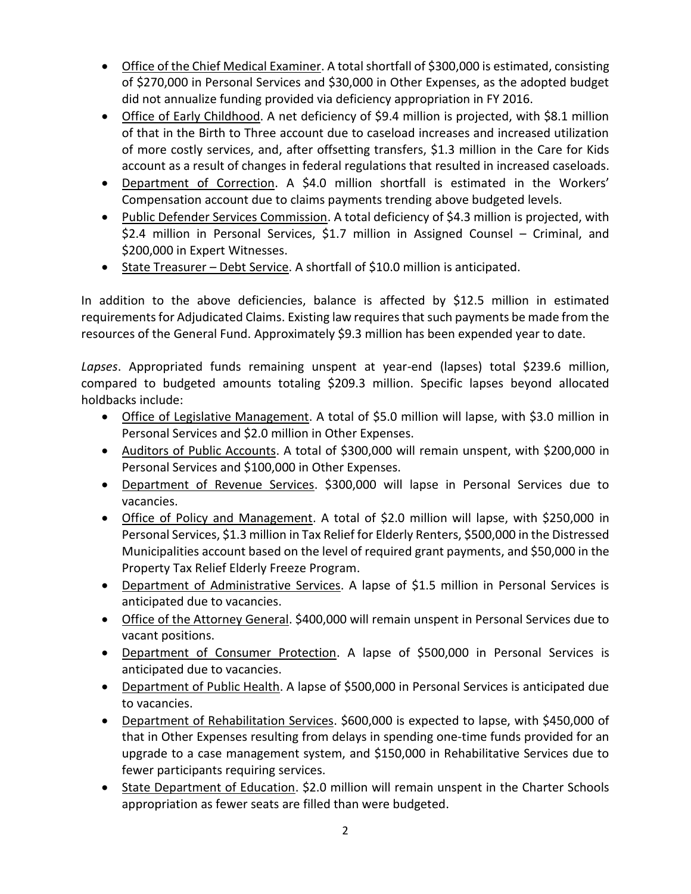- Office of the Chief Medical Examiner. A total shortfall of $300,000 is estimated, consisting of $270,000 in Personal Services and $30,000 in Other Expenses, as the adopted budget did not annualize funding provided via deficiency appropriation in FY 2016.
- Office of Early Childhood. A net deficiency of $9.4 million is projected, with $8.1 million of that in the Birth to Three account due to caseload increases and increased utilization of more costly services, and, after offsetting transfers, $1.3 million in the Care for Kids account as a result of changes in federal regulations that resulted in increased caseloads.
- Department of Correction. A $4.0 million shortfall is estimated in the Workers' Compensation account due to claims payments trending above budgeted levels.
- Public Defender Services Commission. A total deficiency of $4.3 million is projected, with $2.4 million in Personal Services, $1.7 million in Assigned Counsel – Criminal, and $200,000 in Expert Witnesses.
- State Treasurer – Debt Service. A shortfall of $10.0 million is anticipated.

In addition to the above deficiencies, balance is affected by $12.5 million in estimated requirements for Adjudicated Claims. Existing law requires that such payments be made from the resources of the General Fund. Approximately $9.3 million has been expended year to date.

*Lapses*. Appropriated funds remaining unspent at year-end (lapses) total $239.6 million, compared to budgeted amounts totaling $209.3 million. Specific lapses beyond allocated holdbacks include:

- Office of Legislative Management. A total of $5.0 million will lapse, with $3.0 million in Personal Services and $2.0 million in Other Expenses.
- Auditors of Public Accounts. A total of $300,000 will remain unspent, with $200,000 in Personal Services and $100,000 in Other Expenses.
- Department of Revenue Services. $300,000 will lapse in Personal Services due to vacancies.
- Office of Policy and Management. A total of $2.0 million will lapse, with $250,000 in Personal Services, $1.3 million in Tax Relief for Elderly Renters, $500,000 in the Distressed Municipalities account based on the level of required grant payments, and $50,000 in the Property Tax Relief Elderly Freeze Program.
- Department of Administrative Services. A lapse of $1.5 million in Personal Services is anticipated due to vacancies.
- Office of the Attorney General. $400,000 will remain unspent in Personal Services due to vacant positions.
- Department of Consumer Protection. A lapse of $500,000 in Personal Services is anticipated due to vacancies.
- Department of Public Health. A lapse of $500,000 in Personal Services is anticipated due to vacancies.
- Department of Rehabilitation Services. $600,000 is expected to lapse, with $450,000 of that in Other Expenses resulting from delays in spending one-time funds provided for an upgrade to a case management system, and $150,000 in Rehabilitative Services due to fewer participants requiring services.
- State Department of Education. $2.0 million will remain unspent in the Charter Schools appropriation as fewer seats are filled than were budgeted.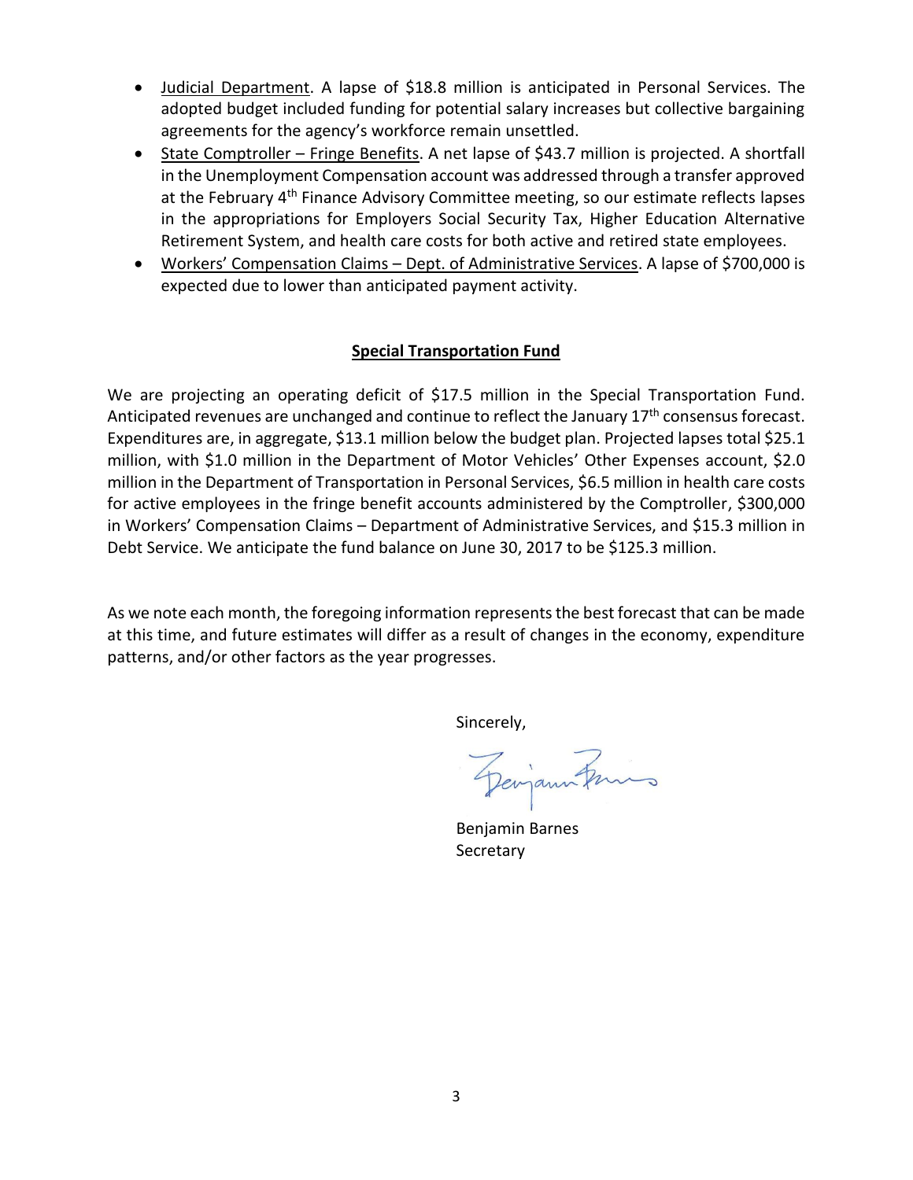- Judicial Department. A lapse of \$18.8 million is anticipated in Personal Services. The adopted budget included funding for potential salary increases but collective bargaining agreements for the agency's workforce remain unsettled.
- State Comptroller – Fringe Benefits. A net lapse of \$43.7 million is projected. A shortfall in the Unemployment Compensation account was addressed through a transfer approved at the February 4th Finance Advisory Committee meeting, so our estimate reflects lapses in the appropriations for Employers Social Security Tax, Higher Education Alternative Retirement System, and health care costs for both active and retired state employees.
- Workers' Compensation Claims – Dept. of Administrative Services. A lapse of \$700,000 is expected due to lower than anticipated payment activity.

## Special Transportation Fund

We are projecting an operating deficit of \$17.5 million in the Special Transportation Fund. Anticipated revenues are unchanged and continue to reflect the January 17th consensus forecast. Expenditures are, in aggregate, \$13.1 million below the budget plan. Projected lapses total \$25.1 million, with \$1.0 million in the Department of Motor Vehicles' Other Expenses account, \$2.0 million in the Department of Transportation in Personal Services, \$6.5 million in health care costs for active employees in the fringe benefit accounts administered by the Comptroller, \$300,000 in Workers' Compensation Claims – Department of Administrative Services, and \$15.3 million in Debt Service. We anticipate the fund balance on June 30, 2017 to be \$125.3 million.

As we note each month, the foregoing information represents the best forecast that can be made at this time, and future estimates will differ as a result of changes in the economy, expenditure patterns, and/or other factors as the year progresses.

Sincerely,

Benjamin Barnes
Secretary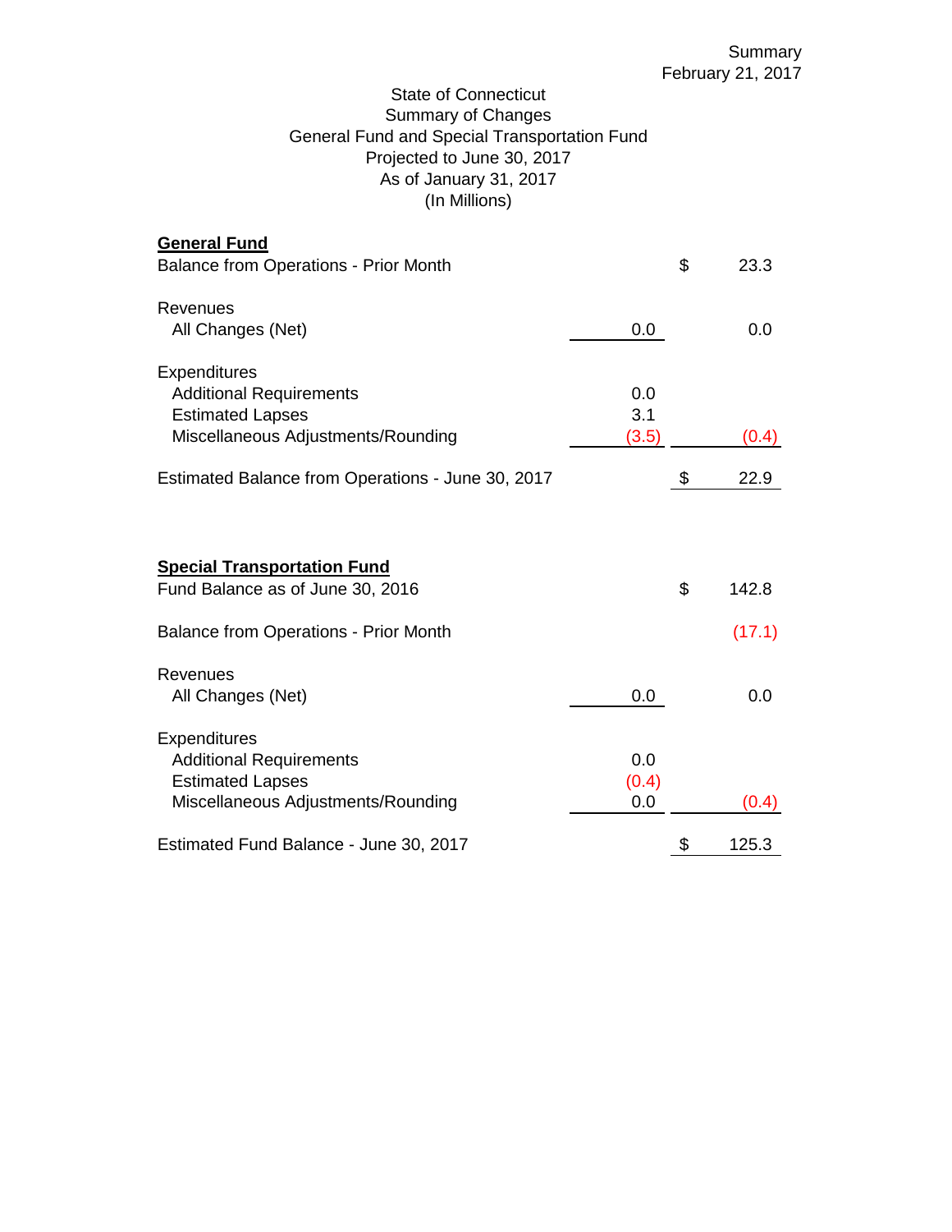Summary
February 21, 2017

State of Connecticut
Summary of Changes
General Fund and Special Transportation Fund
Projected to June 30, 2017
As of January 31, 2017
(In Millions)

| | | |
|---|---|---|
| **General Fund** | | |
| Balance from Operations - Prior Month | | $ 23.3 |
| Revenues | | |
| All Changes (Net) | 0.0 | 0.0 |
| Expenditures | | |
| Additional Requirements | 0.0 | |
| Estimated Lapses | 3.1 | |
| Miscellaneous Adjustments/Rounding | (3.5) | (0.4) |
| Estimated Balance from Operations - June 30, 2017 | | $ 22.9 |
| | | |
| **Special Transportation Fund** | | |
| Fund Balance as of June 30, 2016 | | $ 142.8 |
| Balance from Operations - Prior Month | | (17.1) |
| Revenues | | |
| All Changes (Net) | 0.0 | 0.0 |
| Expenditures | | |
| Additional Requirements | 0.0 | |
| Estimated Lapses | (0.4) | |
| Miscellaneous Adjustments/Rounding | 0.0 | (0.4) |
| Estimated Fund Balance - June 30, 2017 | | $ 125.3 |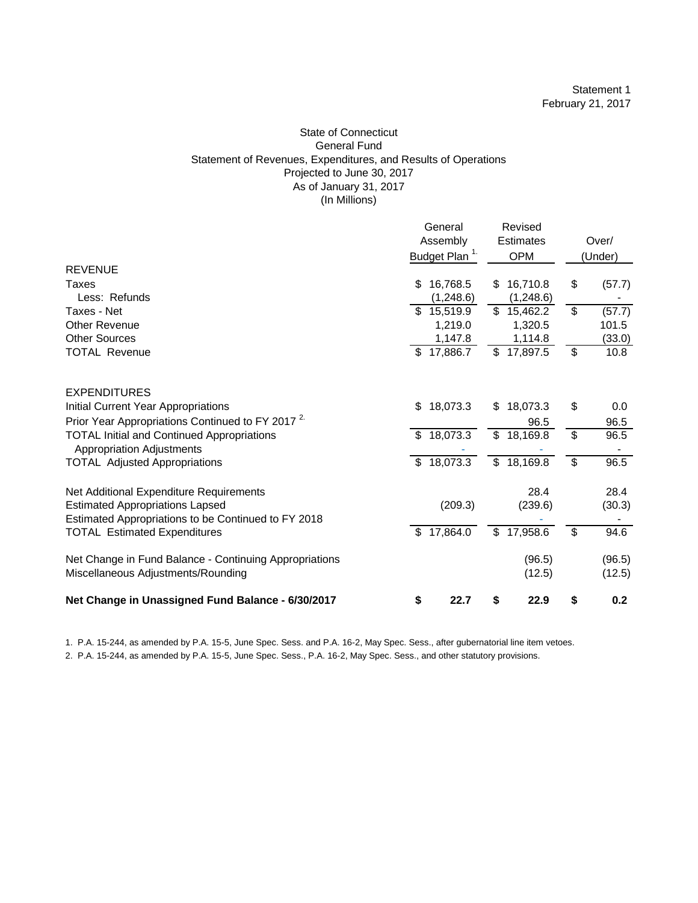Statement 1
February 21, 2017

# State of Connecticut
## General Fund
### Statement of Revenues, Expenditures, and Results of Operations
Projected to June 30, 2017
As of January 31, 2017
(In Millions)

| | General Assembly Budget Plan [1] | Revised Estimates OPM | Over/ (Under) |
|---|---|---|---|
| **REVENUE** | | | |
| Taxes | $ 16,768.5 | $ 16,710.8 | $ (57.7) |
| Less: Refunds | (1,248.6) | (1,248.6) | - |
| Taxes - Net | $ 15,519.9 | $ 15,462.2 | $ (57.7) |
| Other Revenue | 1,219.0 | 1,320.5 | 101.5 |
| Other Sources | 1,147.8 | 1,114.8 | (33.0) |
| TOTAL Revenue | $ 17,886.7 | $ 17,897.5 | $ 10.8 |
| | | | |
| **EXPENDITURES** | | | |
| Initial Current Year Appropriations | $ 18,073.3 | $ 18,073.3 | $ 0.0 |
| Prior Year Appropriations Continued to FY 2017 [2] | | 96.5 | 96.5 |
| TOTAL Initial and Continued Appropriations | $ 18,073.3 | $ 18,169.8 | $ 96.5 |
| Appropriation Adjustments | - | - | - |
| TOTAL Adjusted Appropriations | $ 18,073.3 | $ 18,169.8 | $ 96.5 |
| | | | |
| Net Additional Expenditure Requirements | | 28.4 | 28.4 |
| Estimated Appropriations Lapsed | (209.3) | (239.6) | (30.3) |
| Estimated Appropriations to be Continued to FY 2018 | | - | - |
| TOTAL Estimated Expenditures | $ 17,864.0 | $ 17,958.6 | $ 94.6 |
| | | | |
| Net Change in Fund Balance - Continuing Appropriations | | (96.5) | (96.5) |
| Miscellaneous Adjustments/Rounding | | (12.5) | (12.5) |
| | | | |
| **Net Change in Unassigned Fund Balance - 6/30/2017** | **$ 22.7** | **$ 22.9** | **$ 0.2** |

1. P.A. 15-244, as amended by P.A. 15-5, June Spec. Sess. and P.A. 16-2, May Spec. Sess., after gubernatorial line item vetoes.

2. P.A. 15-244, as amended by P.A. 15-5, June Spec. Sess., P.A. 16-2, May Spec. Sess., and other statutory provisions.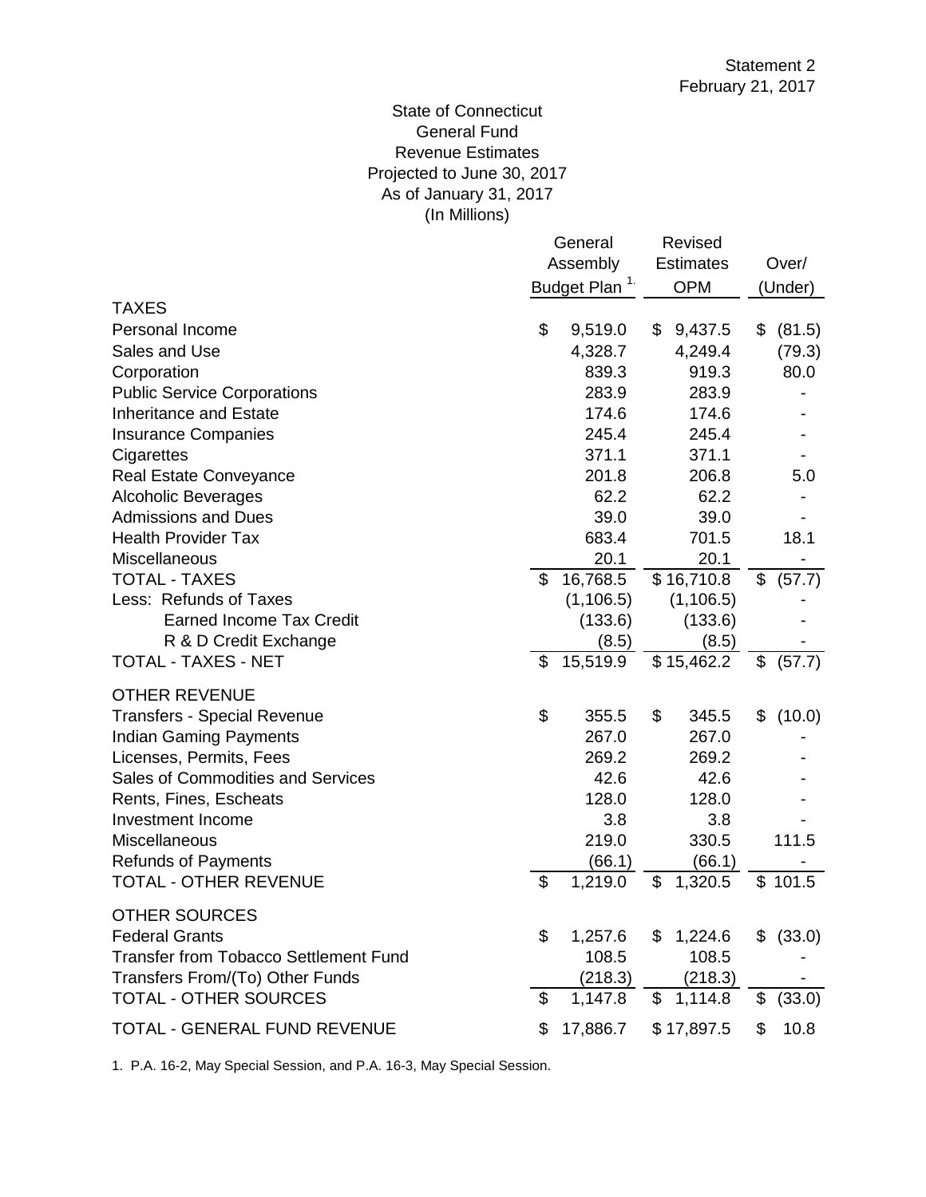Statement 2
February 21, 2017

# State of Connecticut
## General Fund
## Revenue Estimates
## Projected to June 30, 2017
## As of January 31, 2017
## (In Millions)

| | General Assembly Budget Plan [1.] | Revised Estimates OPM | Over/ (Under) |
|---|---|---|---|
| **TAXES** | | | |
| Personal Income | $ 9,519.0 | $ 9,437.5 | $ (81.5) |
| Sales and Use | 4,328.7 | 4,249.4 | (79.3) |
| Corporation | 839.3 | 919.3 | 80.0 |
| Public Service Corporations | 283.9 | 283.9 | - |
| Inheritance and Estate | 174.6 | 174.6 | - |
| Insurance Companies | 245.4 | 245.4 | - |
| Cigarettes | 371.1 | 371.1 | - |
| Real Estate Conveyance | 201.8 | 206.8 | 5.0 |
| Alcoholic Beverages | 62.2 | 62.2 | - |
| Admissions and Dues | 39.0 | 39.0 | - |
| Health Provider Tax | 683.4 | 701.5 | 18.1 |
| Miscellaneous | 20.1 | 20.1 | - |
| TOTAL - TAXES | $ 16,768.5 | $ 16,710.8 | $ (57.7) |
| Less: Refunds of Taxes | (1,106.5) | (1,106.5) | - |
| Earned Income Tax Credit | (133.6) | (133.6) | - |
| R & D Credit Exchange | (8.5) | (8.5) | - |
| TOTAL - TAXES - NET | $ 15,519.9 | $ 15,462.2 | $ (57.7) |
| **OTHER REVENUE** | | | |
| Transfers - Special Revenue | $ 355.5 | $ 345.5 | $ (10.0) |
| Indian Gaming Payments | 267.0 | 267.0 | - |
| Licenses, Permits, Fees | 269.2 | 269.2 | - |
| Sales of Commodities and Services | 42.6 | 42.6 | - |
| Rents, Fines, Escheats | 128.0 | 128.0 | - |
| Investment Income | 3.8 | 3.8 | - |
| Miscellaneous | 219.0 | 330.5 | 111.5 |
| Refunds of Payments | (66.1) | (66.1) | - |
| TOTAL - OTHER REVENUE | $ 1,219.0 | $ 1,320.5 | $ 101.5 |
| **OTHER SOURCES** | | | |
| Federal Grants | $ 1,257.6 | $ 1,224.6 | $ (33.0) |
| Transfer from Tobacco Settlement Fund | 108.5 | 108.5 | - |
| Transfers From/(To) Other Funds | (218.3) | (218.3) | - |
| TOTAL - OTHER SOURCES | $ 1,147.8 | $ 1,114.8 | $ (33.0) |
| TOTAL - GENERAL FUND REVENUE | $ 17,886.7 | $ 17,897.5 | $ 10.8 |

1. P.A. 16-2, May Special Session, and P.A. 16-3, May Special Session.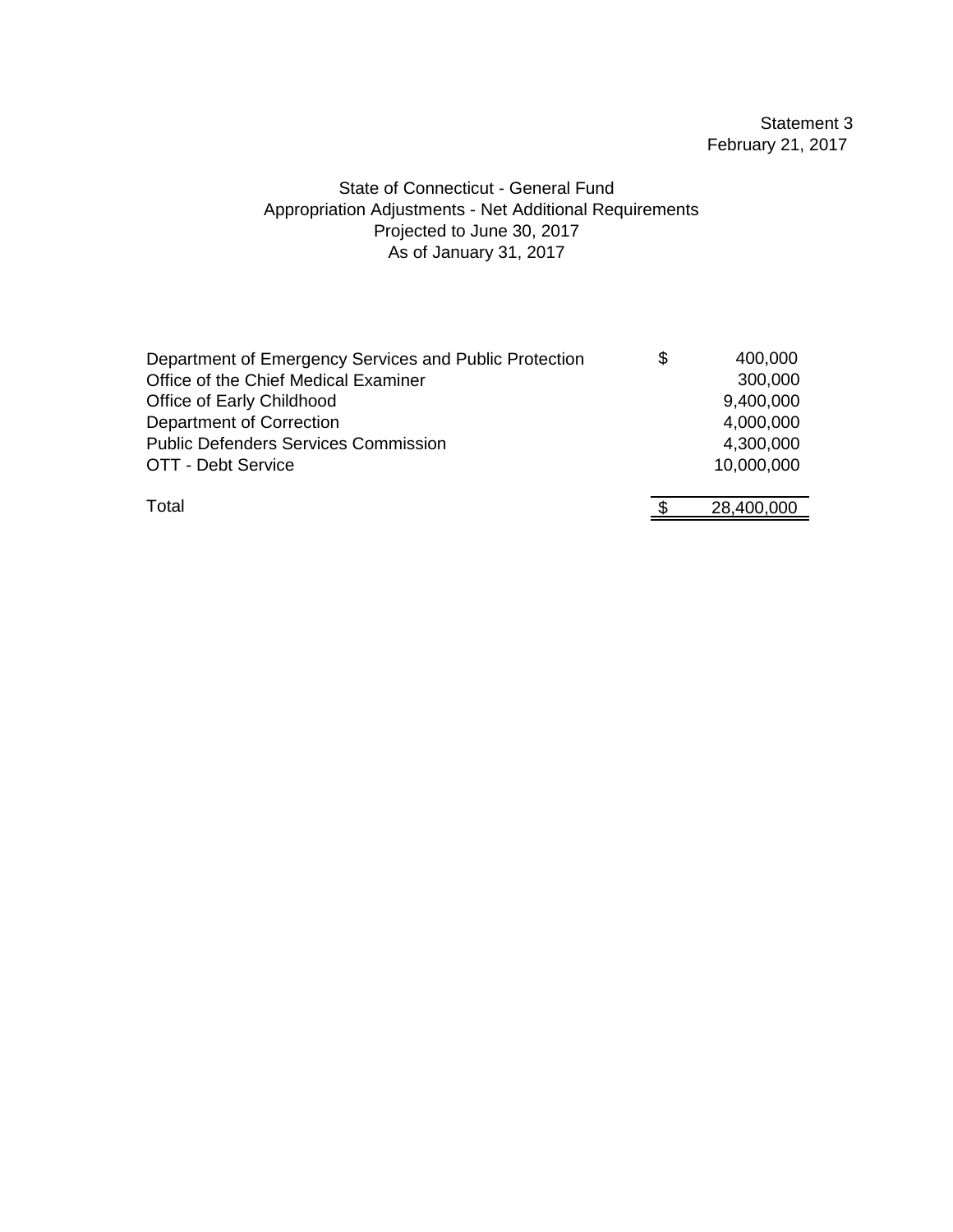Statement 3
February 21, 2017

# State of Connecticut - General Fund
## Appropriation Adjustments - Net Additional Requirements
### Projected to June 30, 2017
### As of January 31, 2017

| | | |
|---|---|---|
| Department of Emergency Services and Public Protection | $ | 400,000 |
| Office of the Chief Medical Examiner | | 300,000 |
| Office of Early Childhood | | 9,400,000 |
| Department of Correction | | 4,000,000 |
| Public Defenders Services Commission | | 4,300,000 |
| OTT - Debt Service | | 10,000,000 |
| Total | $ | 28,400,000 |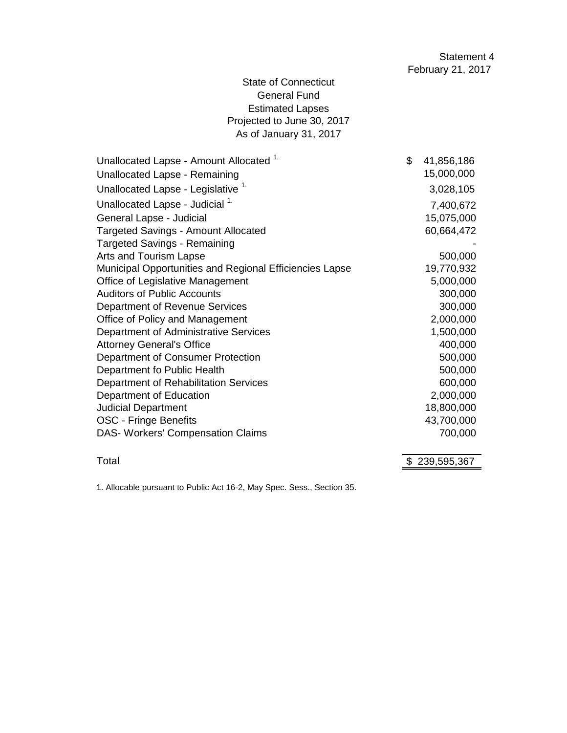Statement 4
February 21, 2017

# State of Connecticut
## General Fund
## Estimated Lapses
## Projected to June 30, 2017
## As of January 31, 2017

| | |
|---|---:|
| Unallocated Lapse - Amount Allocated [1.] | $ 41,856,186 |
| Unallocated Lapse - Remaining | 15,000,000 |
| Unallocated Lapse - Legislative [1.] | 3,028,105 |
| Unallocated Lapse - Judicial [1.] | 7,400,672 |
| General Lapse - Judicial | 15,075,000 |
| Targeted Savings - Amount Allocated | 60,664,472 |
| Targeted Savings - Remaining | - |
| Arts and Tourism Lapse | 500,000 |
| Municipal Opportunities and Regional Efficiencies Lapse | 19,770,932 |
| Office of Legislative Management | 5,000,000 |
| Auditors of Public Accounts | 300,000 |
| Department of Revenue Services | 300,000 |
| Office of Policy and Management | 2,000,000 |
| Department of Administrative Services | 1,500,000 |
| Attorney General's Office | 400,000 |
| Department of Consumer Protection | 500,000 |
| Department fo Public Health | 500,000 |
| Department of Rehabilitation Services | 600,000 |
| Department of Education | 2,000,000 |
| Judicial Department | 18,800,000 |
| OSC - Fringe Benefits | 43,700,000 |
| DAS- Workers' Compensation Claims | 700,000 |
| Total | $ 239,595,367 |

1. Allocable pursuant to Public Act 16-2, May Spec. Sess., Section 35.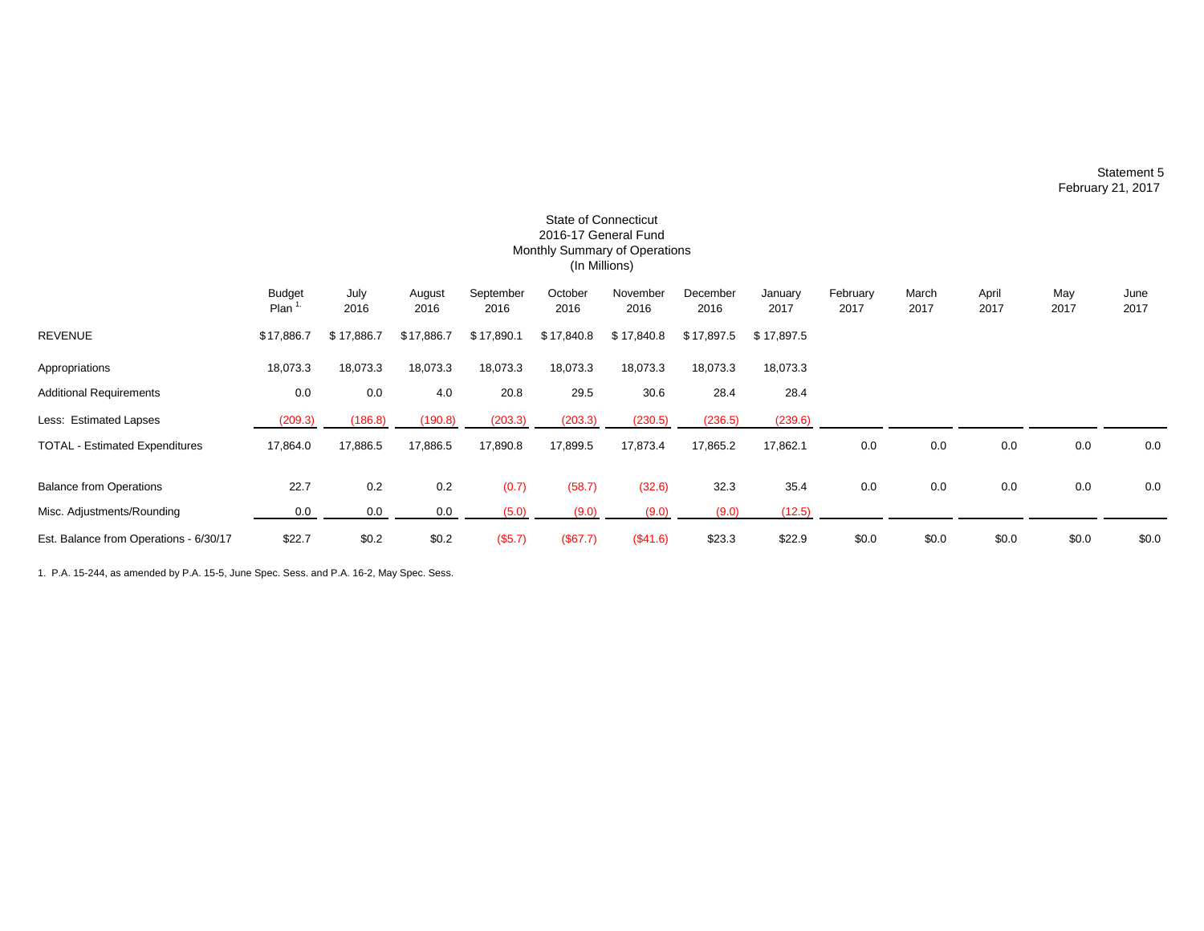Statement 5
February 21, 2017

# State of Connecticut
## 2016-17 General Fund
## Monthly Summary of Operations
## (In Millions)

| | Budget Plan [1] | July 2016 | August 2016 | September 2016 | October 2016 | November 2016 | December 2016 | January 2017 | February 2017 | March 2017 | April 2017 | May 2017 | June 2017 |
|---|---|---|---|---|---|---|---|---|---|---|---|---|---|
| REVENUE | $17,886.7 | $ 17,886.7 | $17,886.7 | $ 17,890.1 | $ 17,840.8 | $ 17,840.8 | $ 17,897.5 | $ 17,897.5 | | | | | |
| Appropriations | 18,073.3 | 18,073.3 | 18,073.3 | 18,073.3 | 18,073.3 | 18,073.3 | 18,073.3 | 18,073.3 | | | | | |
| Additional Requirements | 0.0 | 0.0 | 4.0 | 20.8 | 29.5 | 30.6 | 28.4 | 28.4 | | | | | |
| Less: Estimated Lapses | (209.3) | (186.8) | (190.8) | (203.3) | (203.3) | (230.5) | (236.5) | (239.6) | | | | | |
| TOTAL - Estimated Expenditures | 17,864.0 | 17,886.5 | 17,886.5 | 17,890.8 | 17,899.5 | 17,873.4 | 17,865.2 | 17,862.1 | 0.0 | 0.0 | 0.0 | 0.0 | 0.0 |
| Balance from Operations | 22.7 | 0.2 | 0.2 | (0.7) | (58.7) | (32.6) | 32.3 | 35.4 | 0.0 | 0.0 | 0.0 | 0.0 | 0.0 |
| Misc. Adjustments/Rounding | 0.0 | 0.0 | 0.0 | (5.0) | (9.0) | (9.0) | (9.0) | (12.5) | | | | | |
| Est. Balance from Operations - 6/30/17 | $22.7 | $0.2 | $0.2 | ($5.7) | ($67.7) | ($41.6) | $23.3 | $22.9 | $0.0 | $0.0 | $0.0 | $0.0 | $0.0 |

1. P.A. 15-244, as amended by P.A. 15-5, June Spec. Sess. and P.A. 16-2, May Spec. Sess.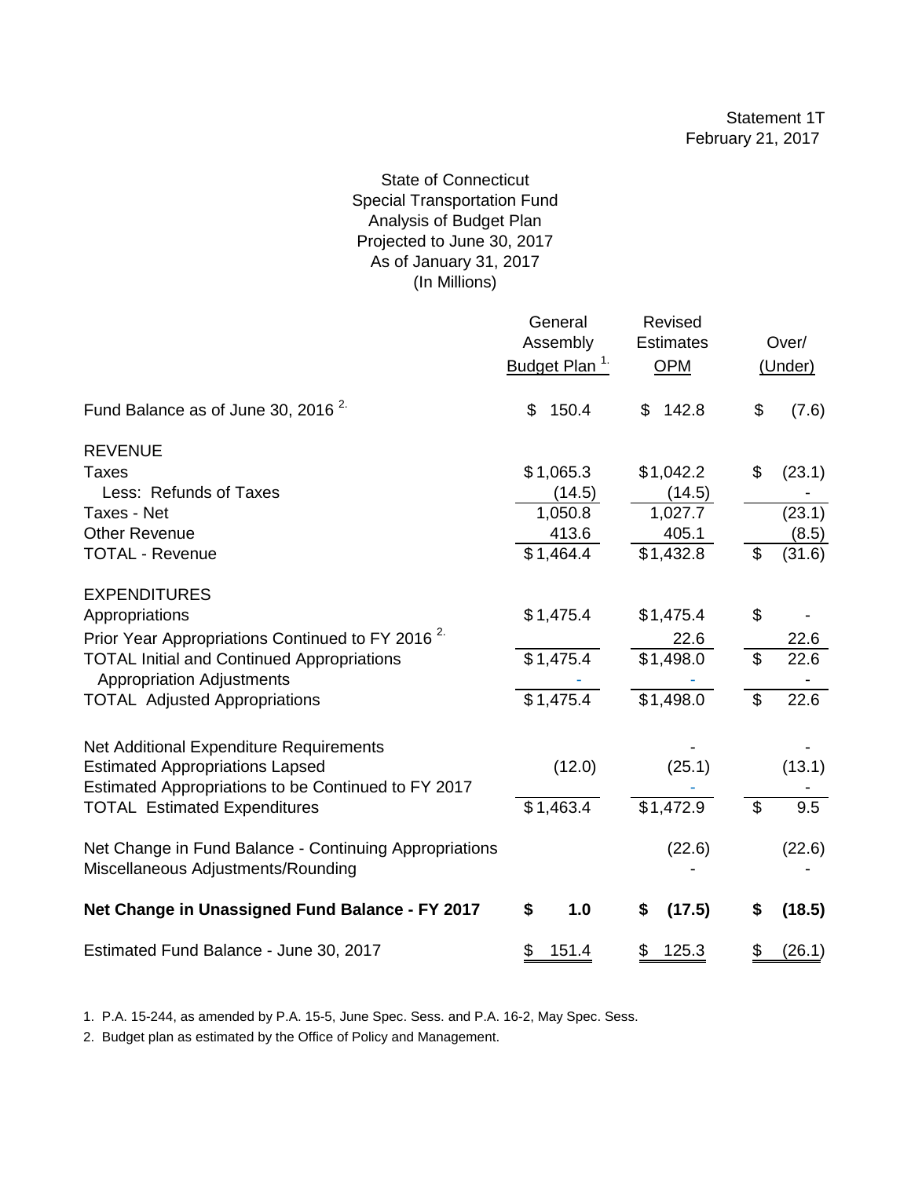Statement 1T
February 21, 2017

State of Connecticut
Special Transportation Fund
Analysis of Budget Plan
Projected to June 30, 2017
As of January 31, 2017
(In Millions)

| | General Assembly Budget Plan [1] | Revised Estimates OPM | Over/ (Under) |
|---|---|---|---|
| Fund Balance as of June 30, 2016 [2] | $ 150.4 | $ 142.8 | $ (7.6) |
| **REVENUE** | | | |
| Taxes | $ 1,065.3 | $ 1,042.2 | $ (23.1) |
| Less: Refunds of Taxes | (14.5) | (14.5) | - |
| Taxes - Net | 1,050.8 | 1,027.7 | (23.1) |
| Other Revenue | 413.6 | 405.1 | (8.5) |
| TOTAL - Revenue | $ 1,464.4 | $ 1,432.8 | $ (31.6) |
| **EXPENDITURES** | | | |
| Appropriations | $ 1,475.4 | $ 1,475.4 | $ - |
| Prior Year Appropriations Continued to FY 2016 [2] | | 22.6 | 22.6 |
| TOTAL Initial and Continued Appropriations | $ 1,475.4 | $ 1,498.0 | $ 22.6 |
| Appropriation Adjustments | - | - | - |
| TOTAL Adjusted Appropriations | $ 1,475.4 | $ 1,498.0 | $ 22.6 |
| Net Additional Expenditure Requirements | | - | - |
| Estimated Appropriations Lapsed | (12.0) | (25.1) | (13.1) |
| Estimated Appropriations to be Continued to FY 2017 | | - | - |
| TOTAL Estimated Expenditures | $ 1,463.4 | $ 1,472.9 | $ 9.5 |
| Net Change in Fund Balance - Continuing Appropriations | | (22.6) | (22.6) |
| Miscellaneous Adjustments/Rounding | | - | - |
| **Net Change in Unassigned Fund Balance - FY 2017** | **$ 1.0** | **$ (17.5)** | **$ (18.5)** |
| Estimated Fund Balance - June 30, 2017 | $ 151.4 | $ 125.3 | $ (26.1) |

1. P.A. 15-244, as amended by P.A. 15-5, June Spec. Sess. and P.A. 16-2, May Spec. Sess.
2. Budget plan as estimated by the Office of Policy and Management.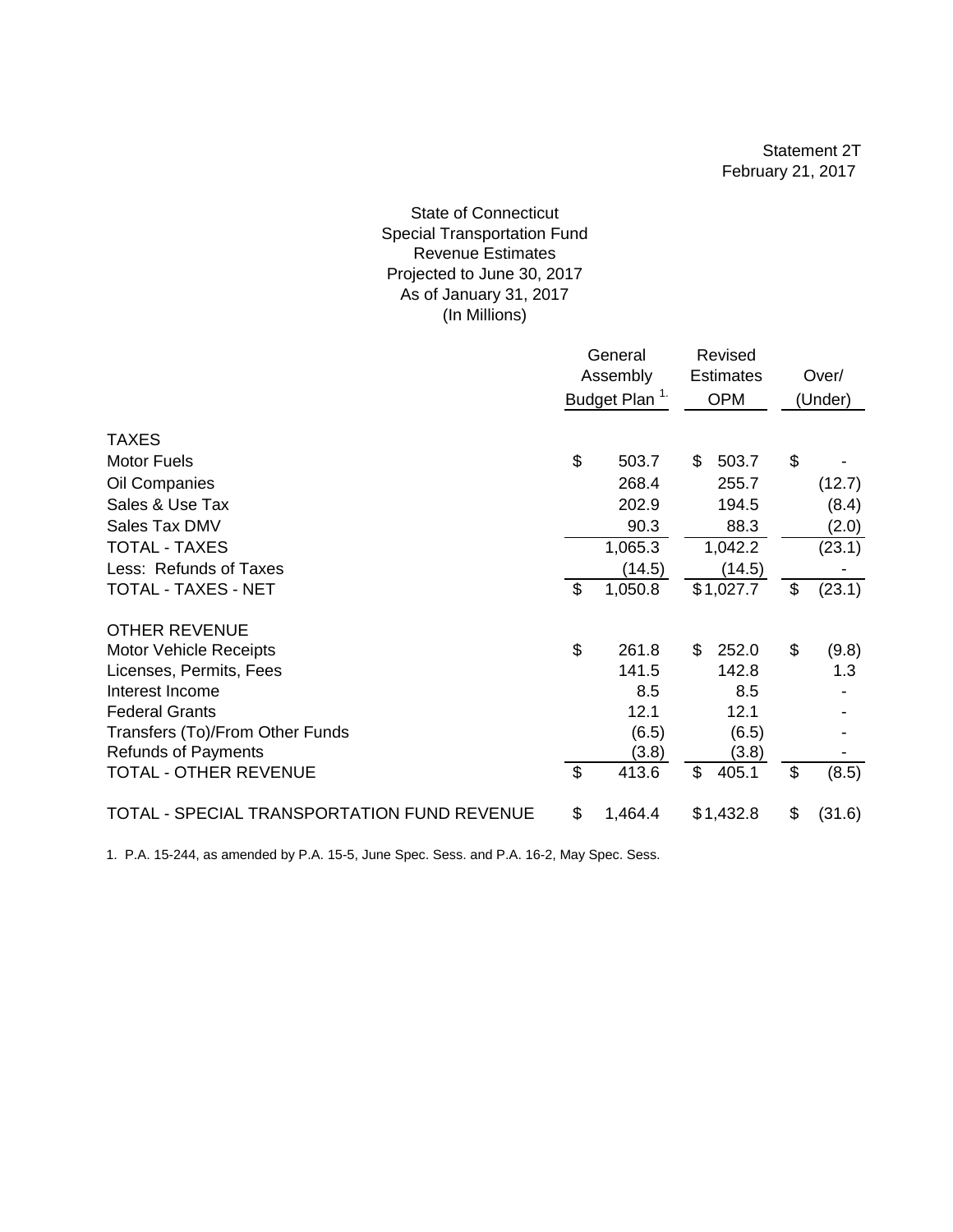Statement 2T
February 21, 2017

State of Connecticut
Special Transportation Fund
Revenue Estimates
Projected to June 30, 2017
As of January 31, 2017
(In Millions)

| | General Assembly Budget Plan [1.] | Revised Estimates OPM | Over/ (Under) |
|---|---|---|---|
| TAXES | | | |
| Motor Fuels | $ 503.7 | $ 503.7 | $ - |
| Oil Companies | 268.4 | 255.7 | (12.7) |
| Sales & Use Tax | 202.9 | 194.5 | (8.4) |
| Sales Tax DMV | 90.3 | 88.3 | (2.0) |
| TOTAL - TAXES | 1,065.3 | 1,042.2 | (23.1) |
| Less: Refunds of Taxes | (14.5) | (14.5) | - |
| TOTAL - TAXES - NET | $ 1,050.8 | $ 1,027.7 | $ (23.1) |
| OTHER REVENUE | | | |
| Motor Vehicle Receipts | $ 261.8 | $ 252.0 | $ (9.8) |
| Licenses, Permits, Fees | 141.5 | 142.8 | 1.3 |
| Interest Income | 8.5 | 8.5 | - |
| Federal Grants | 12.1 | 12.1 | - |
| Transfers (To)/From Other Funds | (6.5) | (6.5) | - |
| Refunds of Payments | (3.8) | (3.8) | - |
| TOTAL - OTHER REVENUE | $ 413.6 | $ 405.1 | $ (8.5) |
| TOTAL - SPECIAL TRANSPORTATION FUND REVENUE | $ 1,464.4 | $ 1,432.8 | $ (31.6) |

1. P.A. 15-244, as amended by P.A. 15-5, June Spec. Sess. and P.A. 16-2, May Spec. Sess.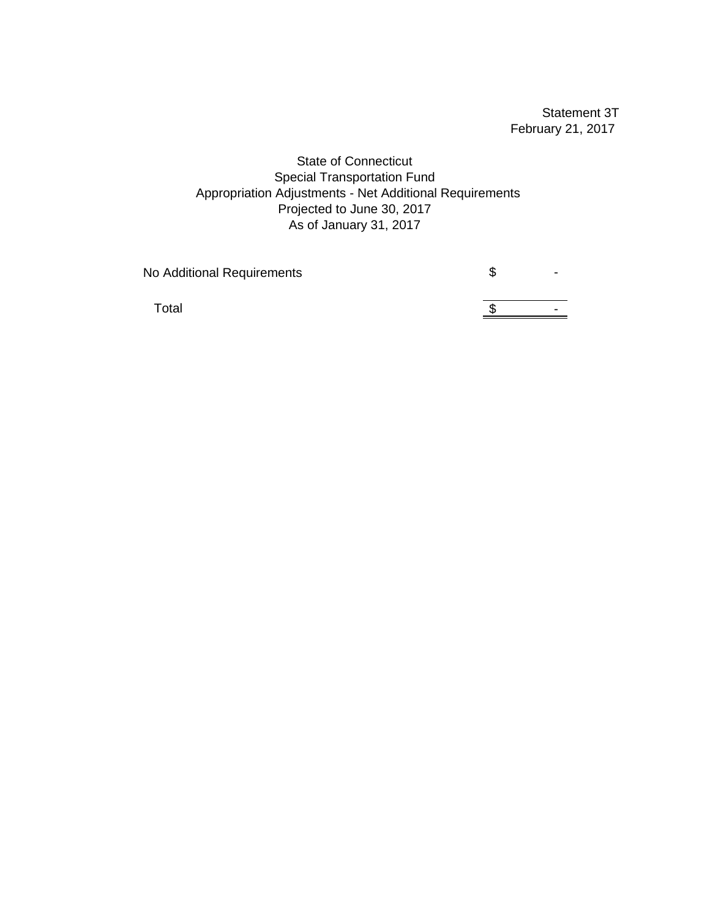Statement 3T
February 21, 2017

State of Connecticut
Special Transportation Fund
Appropriation Adjustments - Net Additional Requirements
Projected to June 30, 2017
As of January 31, 2017

| | |
|---|---|
| No Additional Requirements | $ - |
| Total | $ - |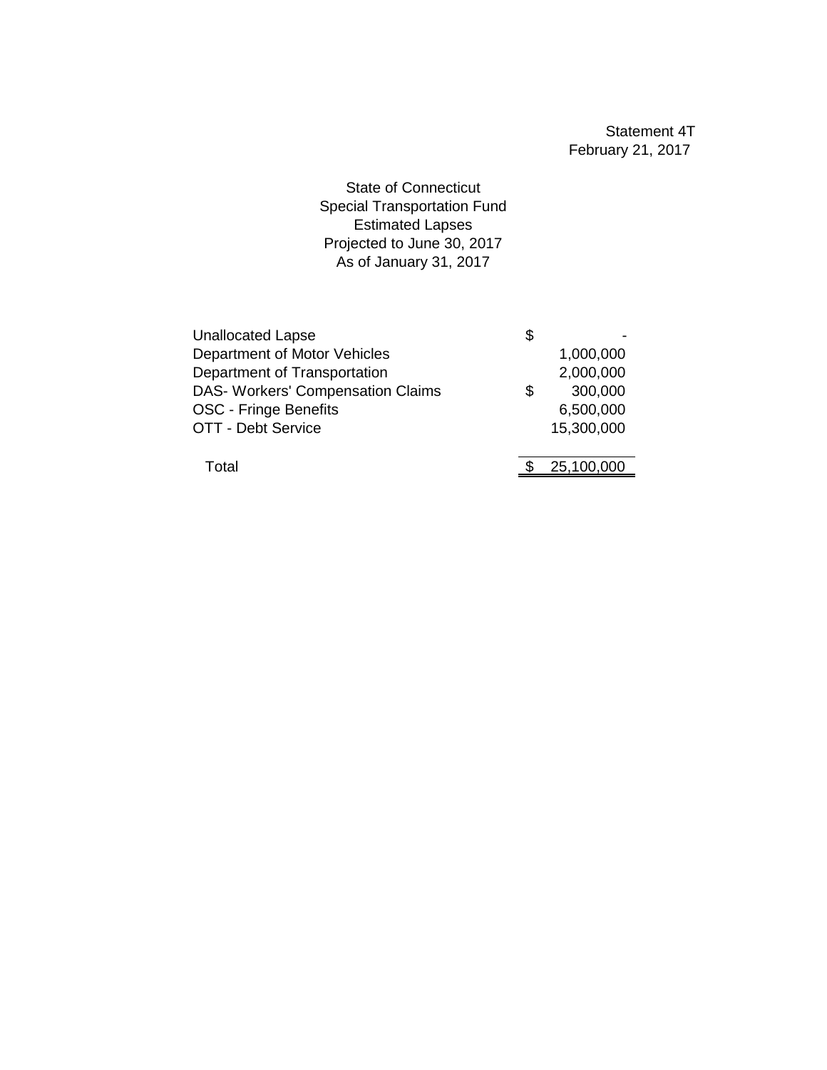Statement 4T
February 21, 2017

State of Connecticut
Special Transportation Fund
Estimated Lapses
Projected to June 30, 2017
As of January 31, 2017

| | |
|---|---|
| Unallocated Lapse | $ - |
| Department of Motor Vehicles | 1,000,000 |
| Department of Transportation | 2,000,000 |
| DAS- Workers' Compensation Claims | $ 300,000 |
| OSC - Fringe Benefits | 6,500,000 |
| OTT - Debt Service | 15,300,000 |
| Total | $ 25,100,000 |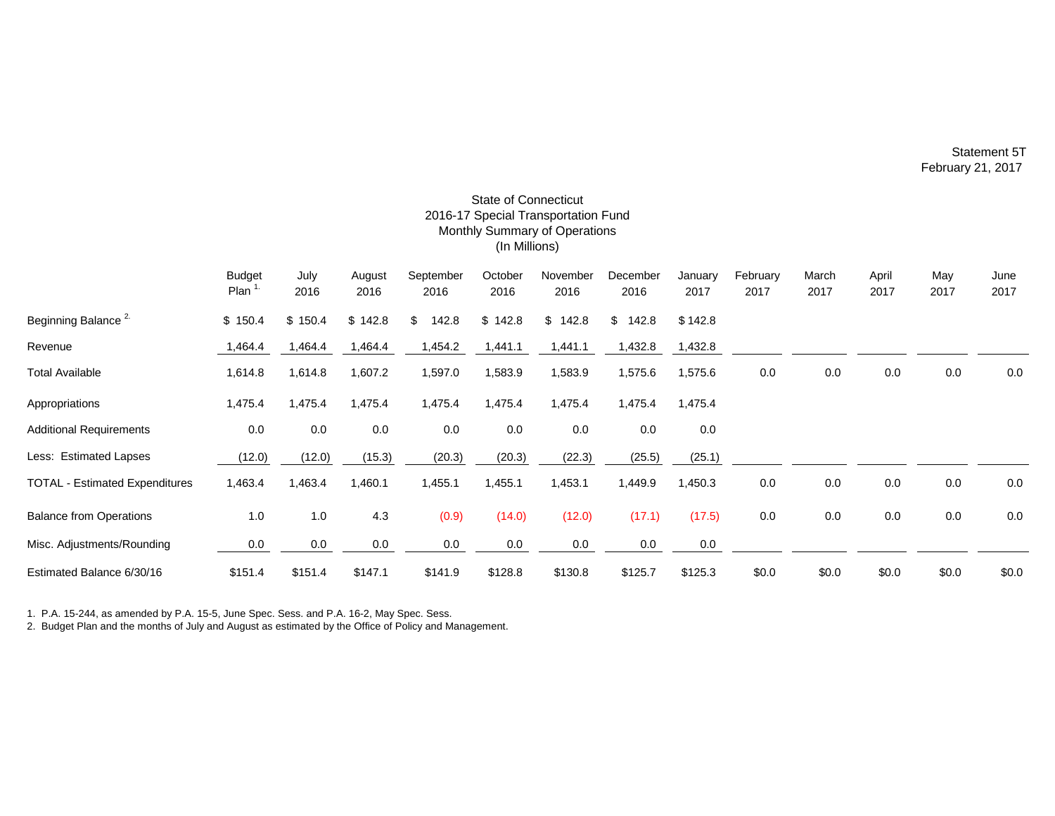Statement 5T
February 21, 2017

# State of Connecticut
## 2016-17 Special Transportation Fund
## Monthly Summary of Operations
## (In Millions)

| | Budget Plan [1] | July 2016 | August 2016 | September 2016 | October 2016 | November 2016 | December 2016 | January 2017 | February 2017 | March 2017 | April 2017 | May 2017 | June 2017 |
|---|---|---|---|---|---|---|---|---|---|---|---|---|---|
| Beginning Balance [2] | $ 150.4 | $ 150.4 | $ 142.8 | $ 142.8 | $ 142.8 | $ 142.8 | $ 142.8 | $ 142.8 | | | | | |
| Revenue | 1,464.4 | 1,464.4 | 1,464.4 | 1,454.2 | 1,441.1 | 1,441.1 | 1,432.8 | 1,432.8 | | | | | |
| Total Available | 1,614.8 | 1,614.8 | 1,607.2 | 1,597.0 | 1,583.9 | 1,583.9 | 1,575.6 | 1,575.6 | 0.0 | 0.0 | 0.0 | 0.0 | 0.0 |
| Appropriations | 1,475.4 | 1,475.4 | 1,475.4 | 1,475.4 | 1,475.4 | 1,475.4 | 1,475.4 | 1,475.4 | | | | | |
| Additional Requirements | 0.0 | 0.0 | 0.0 | 0.0 | 0.0 | 0.0 | 0.0 | 0.0 | | | | | |
| Less: Estimated Lapses | (12.0) | (12.0) | (15.3) | (20.3) | (20.3) | (22.3) | (25.5) | (25.1) | | | | | |
| TOTAL - Estimated Expenditures | 1,463.4 | 1,463.4 | 1,460.1 | 1,455.1 | 1,455.1 | 1,453.1 | 1,449.9 | 1,450.3 | 0.0 | 0.0 | 0.0 | 0.0 | 0.0 |
| Balance from Operations | 1.0 | 1.0 | 4.3 | (0.9) | (14.0) | (12.0) | (17.1) | (17.5) | 0.0 | 0.0 | 0.0 | 0.0 | 0.0 |
| Misc. Adjustments/Rounding | 0.0 | 0.0 | 0.0 | 0.0 | 0.0 | 0.0 | 0.0 | 0.0 | | | | | |
| Estimated Balance 6/30/16 | $151.4 | $151.4 | $147.1 | $141.9 | $128.8 | $130.8 | $125.7 | $125.3 | $0.0 | $0.0 | $0.0 | $0.0 | $0.0 |

1. P.A. 15-244, as amended by P.A. 15-5, June Spec. Sess. and P.A. 16-2, May Spec. Sess.
2. Budget Plan and the months of July and August as estimated by the Office of Policy and Management.